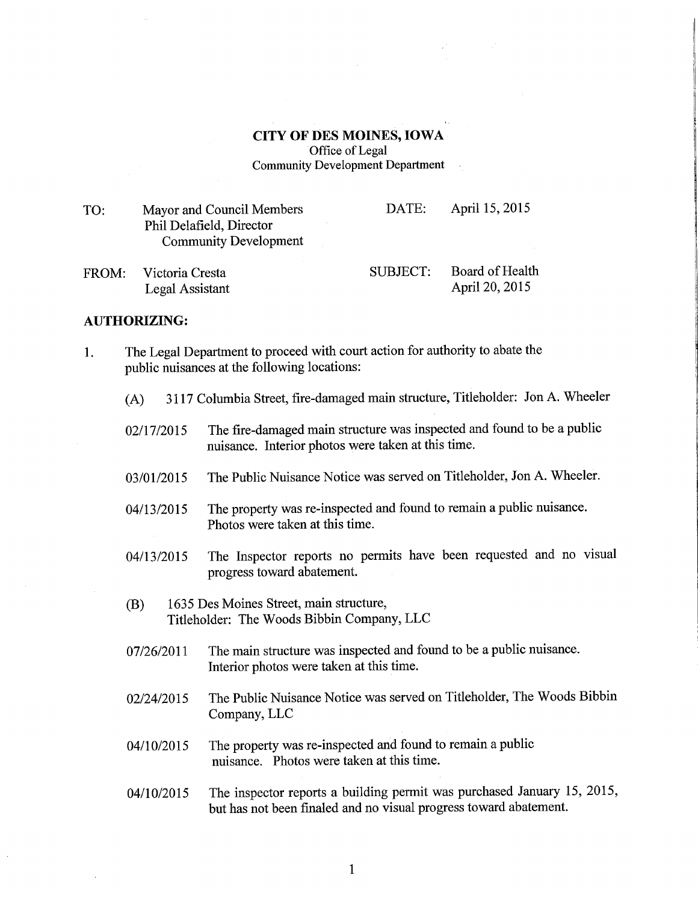**CITY OF DES MOINES, IOWA**
Office of Legal
Community Development Department

TO: Mayor and Council Members
Phil Delafield, Director
Community Development

DATE: April 15, 2015

FROM: Victoria Cresta
Legal Assistant

SUBJECT: Board of Health
April 20, 2015

## AUTHORIZING:

1. The Legal Department to proceed with court action for authority to abate the public nuisances at the following locations:

   (A) 3117 Columbia Street, fire-damaged main structure, Titleholder: Jon A. Wheeler

   02/17/2015 The fire-damaged main structure was inspected and found to be a public nuisance. Interior photos were taken at this time.

   03/01/2015 The Public Nuisance Notice was served on Titleholder, Jon A. Wheeler.

   04/13/2015 The property was re-inspected and found to remain a public nuisance. Photos were taken at this time.

   04/13/2015 The Inspector reports no permits have been requested and no visual progress toward abatement.

   (B) 1635 Des Moines Street, main structure,
   Titleholder: The Woods Bibbin Company, LLC

   07/26/2011 The main structure was inspected and found to be a public nuisance. Interior photos were taken at this time.

   02/24/2015 The Public Nuisance Notice was served on Titleholder, The Woods Bibbin Company, LLC

   04/10/2015 The property was re-inspected and found to remain a public nuisance. Photos were taken at this time.

   04/10/2015 The inspector reports a building permit was purchased January 15, 2015, but has not been finaled and no visual progress toward abatement.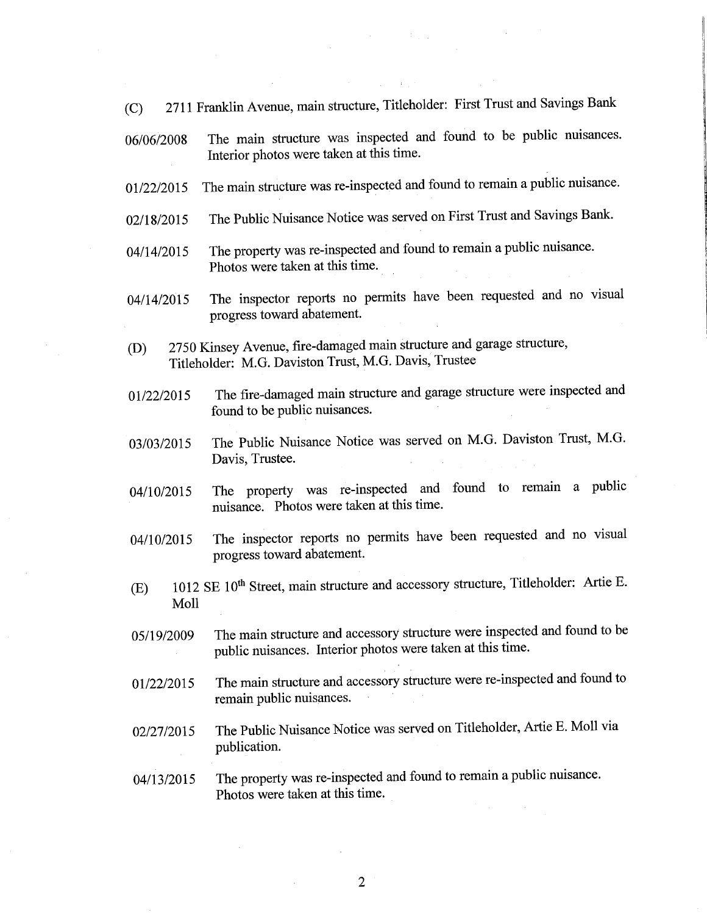(C) 2711 Franklin Avenue, main structure, Titleholder: First Trust and Savings Bank

06/06/2008 The main structure was inspected and found to be public nuisances. Interior photos were taken at this time.

01/22/2015 The main structure was re-inspected and found to remain a public nuisance.

02/18/2015 The Public Nuisance Notice was served on First Trust and Savings Bank.

04/14/2015 The property was re-inspected and found to remain a public nuisance. Photos were taken at this time.

04/14/2015 The inspector reports no permits have been requested and no visual progress toward abatement.

(D) 2750 Kinsey Avenue, fire-damaged main structure and garage structure, Titleholder: M.G. Daviston Trust, M.G. Davis, Trustee

01/22/2015 The fire-damaged main structure and garage structure were inspected and found to be public nuisances.

03/03/2015 The Public Nuisance Notice was served on M.G. Daviston Trust, M.G. Davis, Trustee.

04/10/2015 The property was re-inspected and found to remain a public nuisance. Photos were taken at this time.

04/10/2015 The inspector reports no permits have been requested and no visual progress toward abatement.

(E) 1012 SE 10th Street, main structure and accessory structure, Titleholder: Artie E. Moll

05/19/2009 The main structure and accessory structure were inspected and found to be public nuisances. Interior photos were taken at this time.

01/22/2015 The main structure and accessory structure were re-inspected and found to remain public nuisances.

02/27/2015 The Public Nuisance Notice was served on Titleholder, Artie E. Moll via publication.

04/13/2015 The property was re-inspected and found to remain a public nuisance. Photos were taken at this time.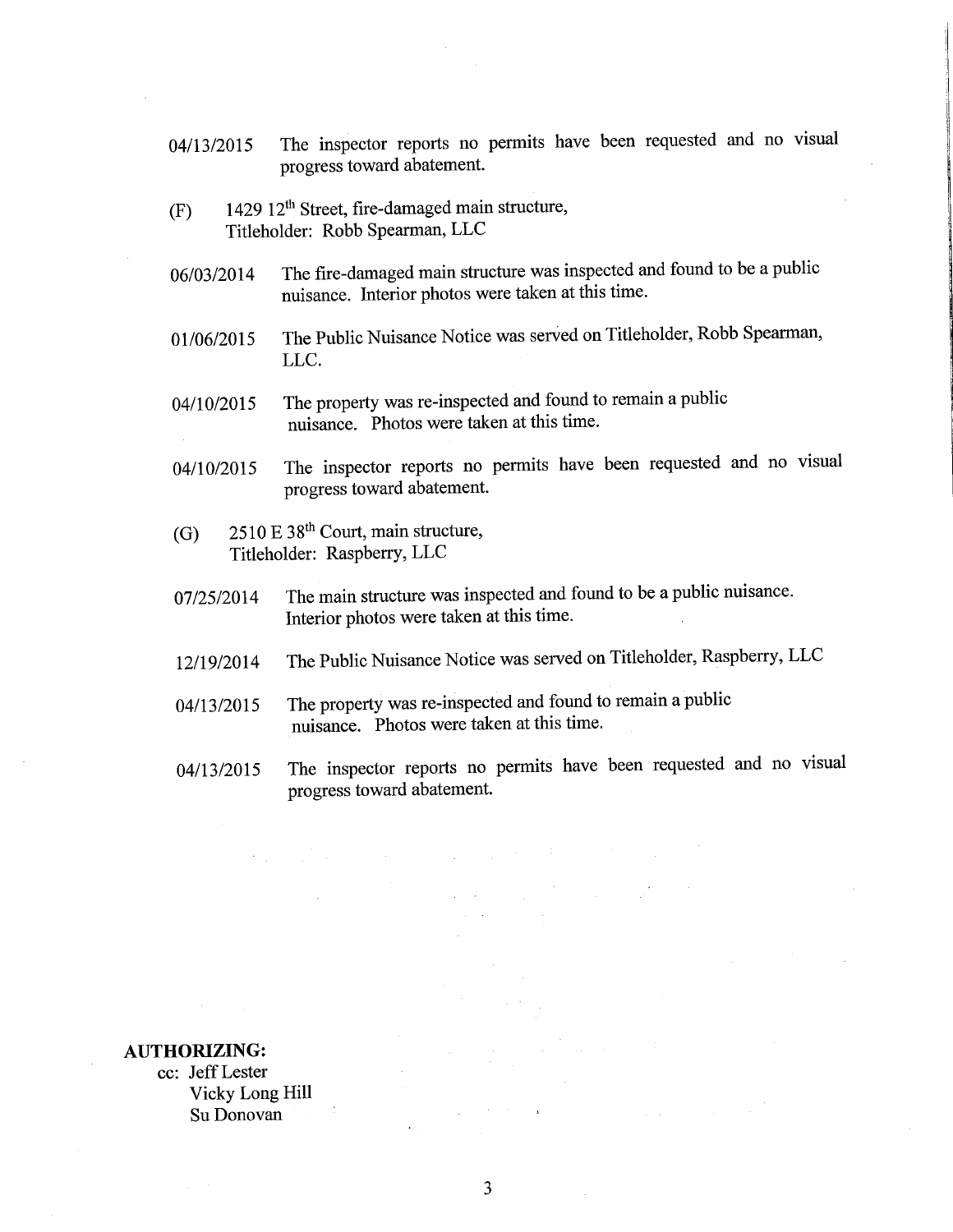04/13/2015 The inspector reports no permits have been requested and no visual progress toward abatement.

(F) 1429 12th Street, fire-damaged main structure,
Titleholder: Robb Spearman, LLC

06/03/2014 The fire-damaged main structure was inspected and found to be a public nuisance. Interior photos were taken at this time.

01/06/2015 The Public Nuisance Notice was served on Titleholder, Robb Spearman, LLC.

04/10/2015 The property was re-inspected and found to remain a public nuisance. Photos were taken at this time.

04/10/2015 The inspector reports no permits have been requested and no visual progress toward abatement.

(G) 2510 E 38th Court, main structure,
Titleholder: Raspberry, LLC

07/25/2014 The main structure was inspected and found to be a public nuisance. Interior photos were taken at this time.

12/19/2014 The Public Nuisance Notice was served on Titleholder, Raspberry, LLC

04/13/2015 The property was re-inspected and found to remain a public nuisance. Photos were taken at this time.

04/13/2015 The inspector reports no permits have been requested and no visual progress toward abatement.

**AUTHORIZING:**

cc: Jeff Lester
Vicky Long Hill
Su Donovan